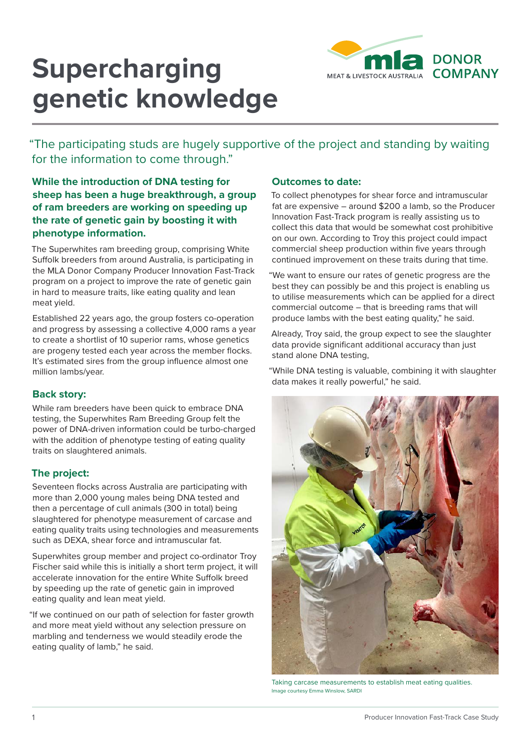# Supercharging genetic knowledge

MLA Donor Company

"The participating studs are hugely supportive of the project and standing by waiting for the information to come through."

**While the introduction of DNA testing for sheep has been a huge breakthrough, a group of ram breeders are working on speeding up the rate of genetic gain by boosting it with phenotype information.**

The Superwhites ram breeding group, comprising White Suffolk breeders from around Australia, is participating in the MLA Donor Company Producer Innovation Fast-Track program on a project to improve the rate of genetic gain in hard to measure traits, like eating quality and lean meat yield.

Established 22 years ago, the group fosters co-operation and progress by assessing a collective 4,000 rams a year to create a shortlist of 10 superior rams, whose genetics are progeny tested each year across the member flocks. It's estimated sires from the group influence almost one million lambs/year.

## Back story:

While ram breeders have been quick to embrace DNA testing, the Superwhites Ram Breeding Group felt the power of DNA-driven information could be turbo-charged with the addition of phenotype testing of eating quality traits on slaughtered animals.

## The project:

Seventeen flocks across Australia are participating with more than 2,000 young males being DNA tested and then a percentage of cull animals (300 in total) being slaughtered for phenotype measurement of carcase and eating quality traits using technologies and measurements such as DEXA, shear force and intramuscular fat.

Superwhites group member and project co-ordinator Troy Fischer said while this is initially a short term project, it will accelerate innovation for the entire White Suffolk breed by speeding up the rate of genetic gain in improved eating quality and lean meat yield.

"If we continued on our path of selection for faster growth and more meat yield without any selection pressure on marbling and tenderness we would steadily erode the eating quality of lamb," he said.

## Outcomes to date:

To collect phenotypes for shear force and intramuscular fat are expensive – around $200 a lamb, so the Producer Innovation Fast-Track program is really assisting us to collect this data that would be somewhat cost prohibitive on our own. According to Troy this project could impact commercial sheep production within five years through continued improvement on these traits during that time.

"We want to ensure our rates of genetic progress are the best they can possibly be and this project is enabling us to utilise measurements which can be applied for a direct commercial outcome – that is breeding rams that will produce lambs with the best eating quality," he said.

Already, Troy said, the group expect to see the slaughter data provide significant additional accuracy than just stand alone DNA testing,

"While DNA testing is valuable, combining it with slaughter data makes it really powerful," he said.

Taking carcase measurements to establish meat eating qualities.
Image courtesy Emma Winslow, SARDI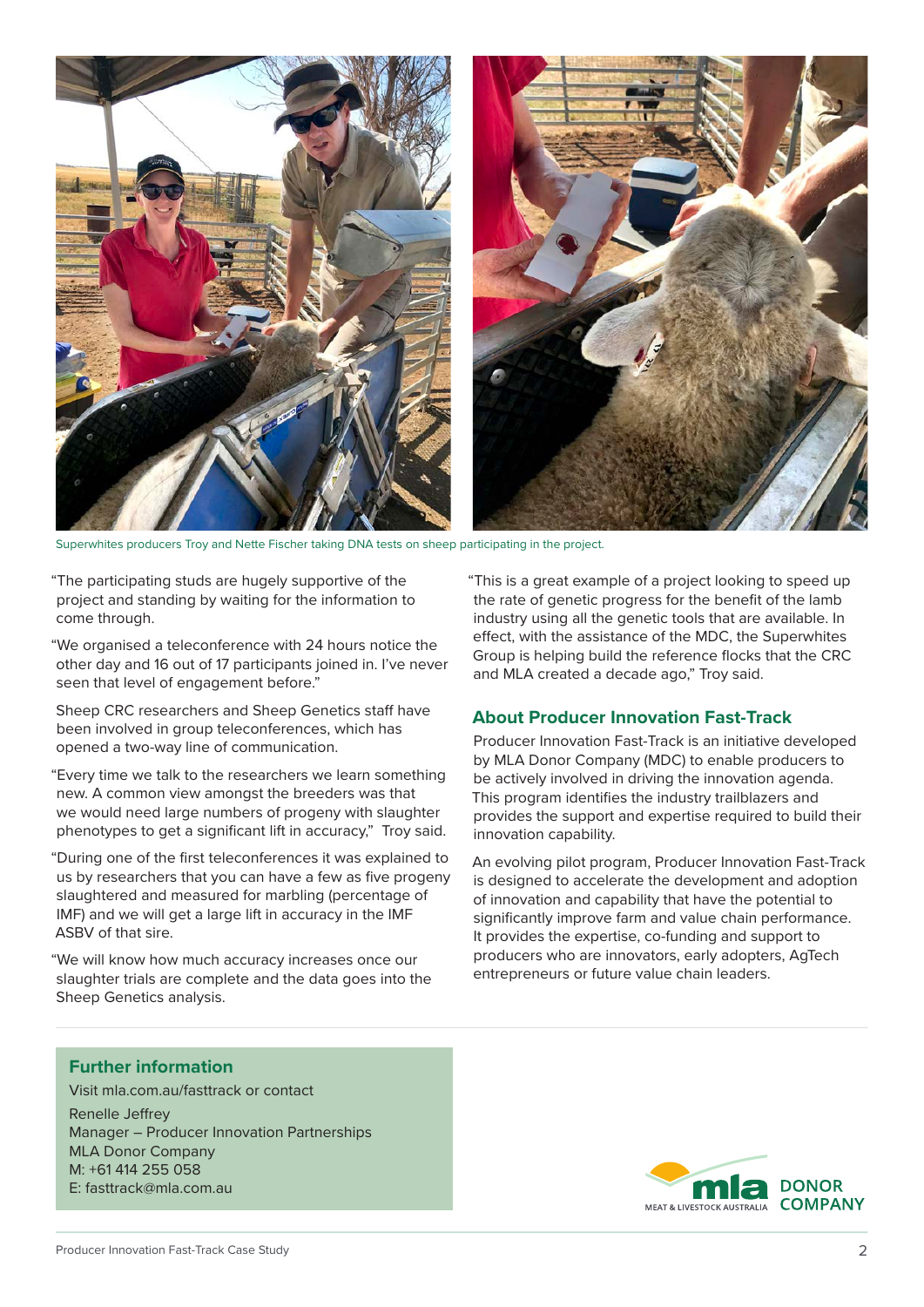Superwhites producers Troy and Nette Fischer taking DNA tests on sheep participating in the project.

"The participating studs are hugely supportive of the project and standing by waiting for the information to come through.

"We organised a teleconference with 24 hours notice the other day and 16 out of 17 participants joined in. I've never seen that level of engagement before."

Sheep CRC researchers and Sheep Genetics staff have been involved in group teleconferences, which has opened a two-way line of communication.

"Every time we talk to the researchers we learn something new. A common view amongst the breeders was that we would need large numbers of progeny with slaughter phenotypes to get a significant lift in accuracy," Troy said.

"During one of the first teleconferences it was explained to us by researchers that you can have a few as five progeny slaughtered and measured for marbling (percentage of IMF) and we will get a large lift in accuracy in the IMF ASBV of that sire.

"We will know how much accuracy increases once our slaughter trials are complete and the data goes into the Sheep Genetics analysis.

"This is a great example of a project looking to speed up the rate of genetic progress for the benefit of the lamb industry using all the genetic tools that are available. In effect, with the assistance of the MDC, the Superwhites Group is helping build the reference flocks that the CRC and MLA created a decade ago," Troy said.

## About Producer Innovation Fast-Track

Producer Innovation Fast-Track is an initiative developed by MLA Donor Company (MDC) to enable producers to be actively involved in driving the innovation agenda. This program identifies the industry trailblazers and provides the support and expertise required to build their innovation capability.

An evolving pilot program, Producer Innovation Fast-Track is designed to accelerate the development and adoption of innovation and capability that have the potential to significantly improve farm and value chain performance. It provides the expertise, co-funding and support to producers who are innovators, early adopters, AgTech entrepreneurs or future value chain leaders.

## Further information

Visit mla.com.au/fasttrack or contact

Renelle Jeffrey
Manager – Producer Innovation Partnerships
MLA Donor Company
M: +61 414 255 058
E: fasttrack@mla.com.au